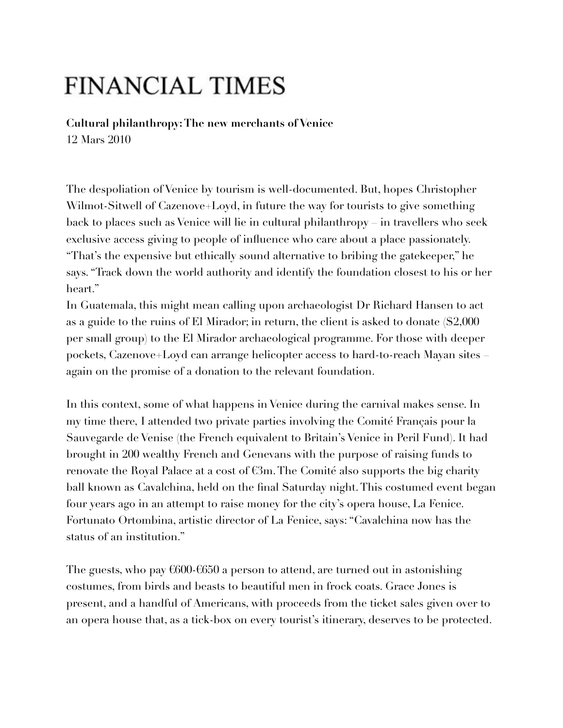# FINANCIAL TIMES

**Cultural philanthropy: The new merchants of Venice**
12 Mars 2010

The despoliation of Venice by tourism is well-documented. But, hopes Christopher Wilmot-Sitwell of Cazenove+Loyd, in future the way for tourists to give something back to places such as Venice will lie in cultural philanthropy – in travellers who seek exclusive access giving to people of influence who care about a place passionately. "That's the expensive but ethically sound alternative to bribing the gatekeeper," he says. "Track down the world authority and identify the foundation closest to his or her heart."

In Guatemala, this might mean calling upon archaeologist Dr Richard Hansen to act as a guide to the ruins of El Mirador; in return, the client is asked to donate ($2,000 per small group) to the El Mirador archaeological programme. For those with deeper pockets, Cazenove+Loyd can arrange helicopter access to hard-to-reach Mayan sites – again on the promise of a donation to the relevant foundation.

In this context, some of what happens in Venice during the carnival makes sense. In my time there, I attended two private parties involving the Comité Français pour la Sauvegarde de Venise (the French equivalent to Britain's Venice in Peril Fund). It had brought in 200 wealthy French and Genevans with the purpose of raising funds to renovate the Royal Palace at a cost of €3m. The Comité also supports the big charity ball known as Cavalchina, held on the final Saturday night. This costumed event began four years ago in an attempt to raise money for the city's opera house, La Fenice. Fortunato Ortombina, artistic director of La Fenice, says: "Cavalchina now has the status of an institution."

The guests, who pay €600-€650 a person to attend, are turned out in astonishing costumes, from birds and beasts to beautiful men in frock coats. Grace Jones is present, and a handful of Americans, with proceeds from the ticket sales given over to an opera house that, as a tick-box on every tourist's itinerary, deserves to be protected.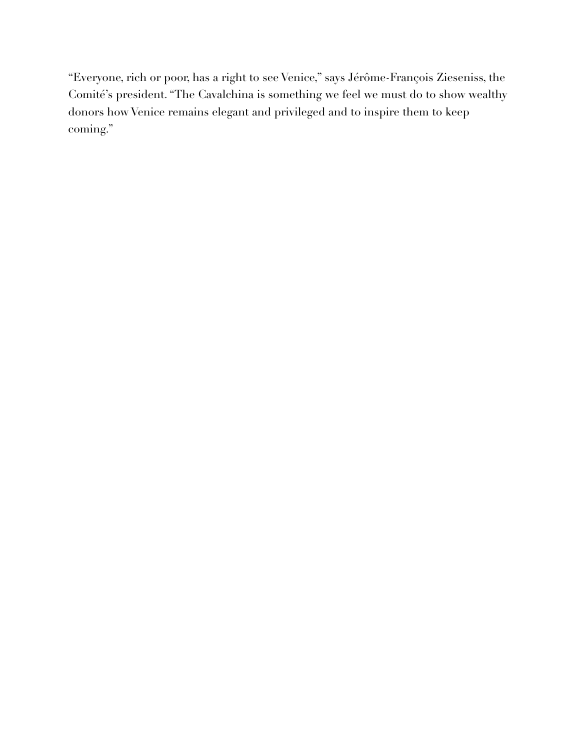"Everyone, rich or poor, has a right to see Venice," says Jérôme-François Zieseniss, the Comité's president. "The Cavalchina is something we feel we must do to show wealthy donors how Venice remains elegant and privileged and to inspire them to keep coming."